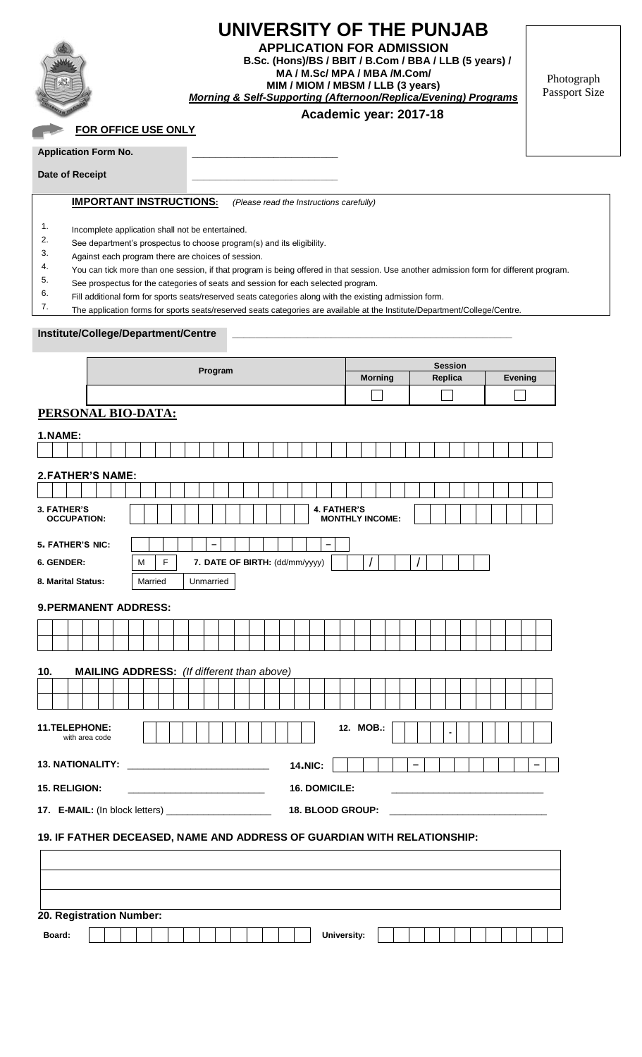# UNIVERSITY OF THE PUNJAB

## APPLICATION FOR ADMISSION

**B.Sc. (Hons)/BS / BBIT / B.Com / BBA / LLB (5 years) / MA / M.Sc/ MPA / MBA /M.Com/ MIM / MIOM / MBSM / LLB (3 years)**

***Morning & Self-Supporting (Afternoon/Replica/Evening) Programs***

**Academic year: 2017-18**

Photograph Passport Size

**FOR OFFICE USE ONLY**

**Application Form No.** _________________________

**Date of Receipt** _________________________

**IMPORTANT INSTRUCTIONS:** *(Please read the Instructions carefully)*

1. Incomplete application shall not be entertained.
2. See department's prospectus to choose program(s) and its eligibility.
3. Against each program there are choices of session.
4. You can tick more than one session, if that program is being offered in that session. Use another admission form for different program.
5. See prospectus for the categories of seats and session for each selected program.
6. Fill additional form for sports seats/reserved seats categories along with the existing admission form.
7. The application forms for sports seats/reserved seats categories are available at the Institute/Department/College/Centre.

**Institute/College/Department/Centre** _________________________________________________

| Program | Session | | |
|---|---|---|---|
| | **Morning** | **Replica** | **Evening** |
| | ☐ | ☐ | ☐ |

## PERSONAL BIO-DATA:

**1. NAME:**

**2. FATHER'S NAME:**

**3. FATHER'S OCCUPATION:** **4. FATHER'S MONTHLY INCOME:**

**5. FATHER'S NIC:** _ _ _ _ _ – _ _ _ _ _ _ _ – _

**6. GENDER:** M F **7. DATE OF BIRTH:** (dd/mm/yyyy) _ _ / _ _ / _ _ _ _

**8. Marital Status:** Married Unmarried

**9. PERMANENT ADDRESS:**

**10. MAILING ADDRESS:** *(If different than above)*

**11. TELEPHONE:** with area code **12. MOB.:** _ _ _ _ - _ _ _ _ _ _ _

**13. NATIONALITY:** _________________________ **14. NIC:** _ _ _ _ _ – _ _ _ _ _ _ _ – _

**15. RELIGION:** _________________________ **16. DOMICILE:** _________________________

**17. E-MAIL:** (In block letters) ___________________ **18. BLOOD GROUP:** _________________________

**19. IF FATHER DECEASED, NAME AND ADDRESS OF GUARDIAN WITH RELATIONSHIP:**

**20. Registration Number:**

**Board:** **University:**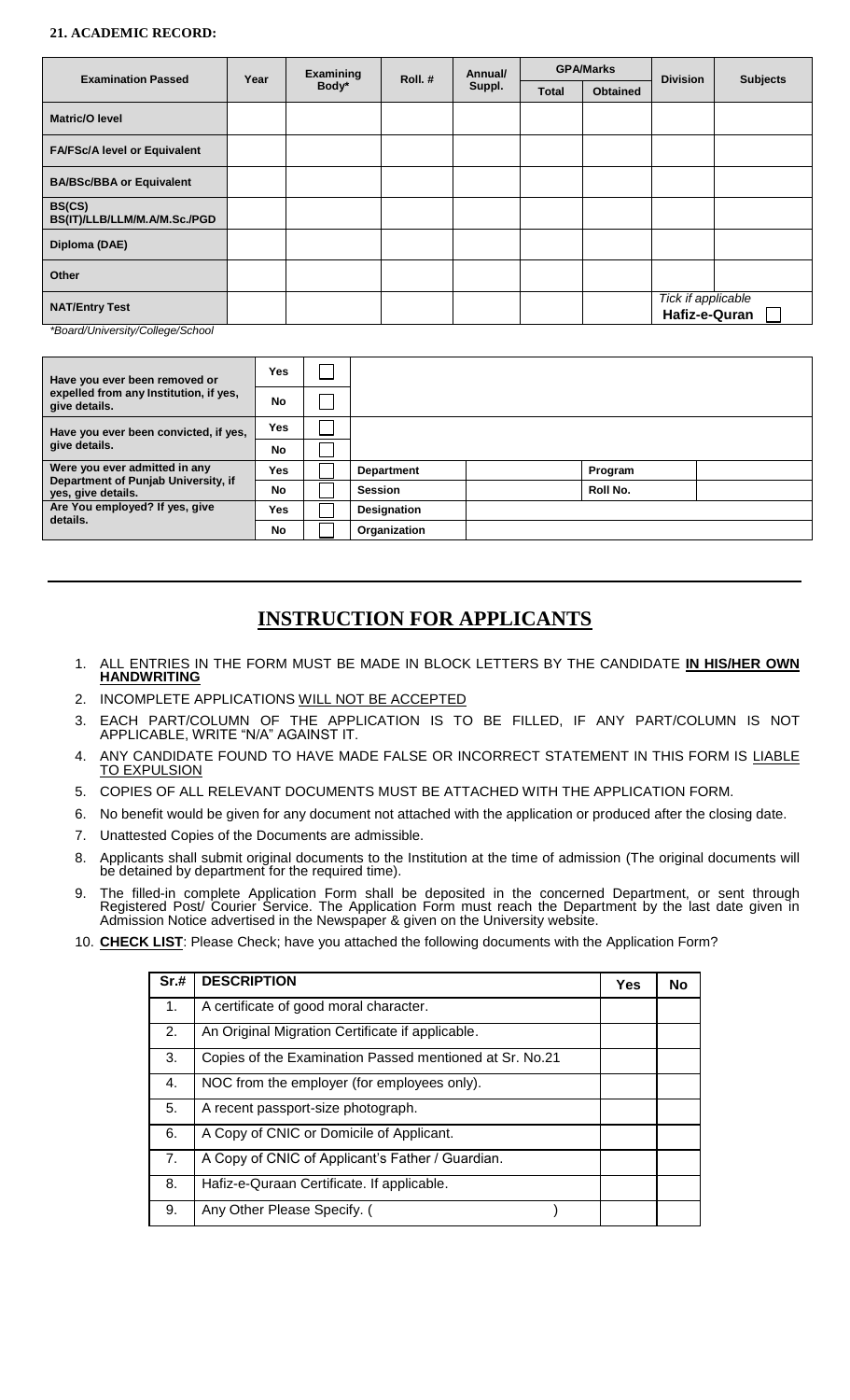**21. ACADEMIC RECORD:**

| Examination Passed | Year | Examining Body* | Roll. # | Annual/ Suppl. | GPA/Marks | | Division | Subjects |
|---|---|---|---|---|---|---|---|---|
| | | | | | Total | Obtained | | |
| Matric/O level | | | | | | | | |
| FA/FSc/A level or Equivalent | | | | | | | | |
| BA/BSc/BBA or Equivalent | | | | | | | | |
| BS(CS) BS(IT)/LLB/LLM/M.A/M.Sc./PGD | | | | | | | | |
| Diploma (DAE) | | | | | | | | |
| Other | | | | | | | | |
| NAT/Entry Test | | | | | | | *Tick if applicable* **Hafiz-e-Quran** ☐ | |

*Board/University/College/School

| | | | | | | |
|---|---|---|---|---|---|---|
| **Have you ever been removed or expelled from any Institution, if yes, give details.** | **Yes** | ☐ | | | | |
| | **No** | ☐ | | | | |
| **Have you ever been convicted, if yes, give details.** | **Yes** | ☐ | | | | |
| | **No** | ☐ | | | | |
| **Were you ever admitted in any Department of Punjab University, if yes, give details.** | **Yes** | ☐ | **Department** | | **Program** | |
| | **No** | ☐ | **Session** | | **Roll No.** | |
| **Are You employed? If yes, give details.** | **Yes** | ☐ | **Designation** | | | |
| | **No** | ☐ | **Organization** | | | |

---

# INSTRUCTION FOR APPLICANTS

1. ALL ENTRIES IN THE FORM MUST BE MADE IN BLOCK LETTERS BY THE CANDIDATE **IN HIS/HER OWN HANDWRITING**
2. INCOMPLETE APPLICATIONS WILL NOT BE ACCEPTED
3. EACH PART/COLUMN OF THE APPLICATION IS TO BE FILLED, IF ANY PART/COLUMN IS NOT APPLICABLE, WRITE "N/A" AGAINST IT.
4. ANY CANDIDATE FOUND TO HAVE MADE FALSE OR INCORRECT STATEMENT IN THIS FORM IS LIABLE TO EXPULSION
5. COPIES OF ALL RELEVANT DOCUMENTS MUST BE ATTACHED WITH THE APPLICATION FORM.
6. No benefit would be given for any document not attached with the application or produced after the closing date.
7. Unattested Copies of the Documents are admissible.
8. Applicants shall submit original documents to the Institution at the time of admission (The original documents will be detained by department for the required time).
9. The filled-in complete Application Form shall be deposited in the concerned Department, or sent through Registered Post/ Courier Service. The Application Form must reach the Department by the last date given in Admission Notice advertised in the Newspaper & given on the University website.
10. **CHECK LIST**: Please Check; have you attached the following documents with the Application Form?

| Sr.# | DESCRIPTION | Yes | No |
|---|---|---|---|
| 1. | A certificate of good moral character. | | |
| 2. | An Original Migration Certificate if applicable. | | |
| 3. | Copies of the Examination Passed mentioned at Sr. No.21 | | |
| 4. | NOC from the employer (for employees only). | | |
| 5. | A recent passport-size photograph. | | |
| 6. | A Copy of CNIC or Domicile of Applicant. | | |
| 7. | A Copy of CNIC of Applicant's Father / Guardian. | | |
| 8. | Hafiz-e-Quraan Certificate. If applicable. | | |
| 9. | Any Other Please Specify. ( ) | | |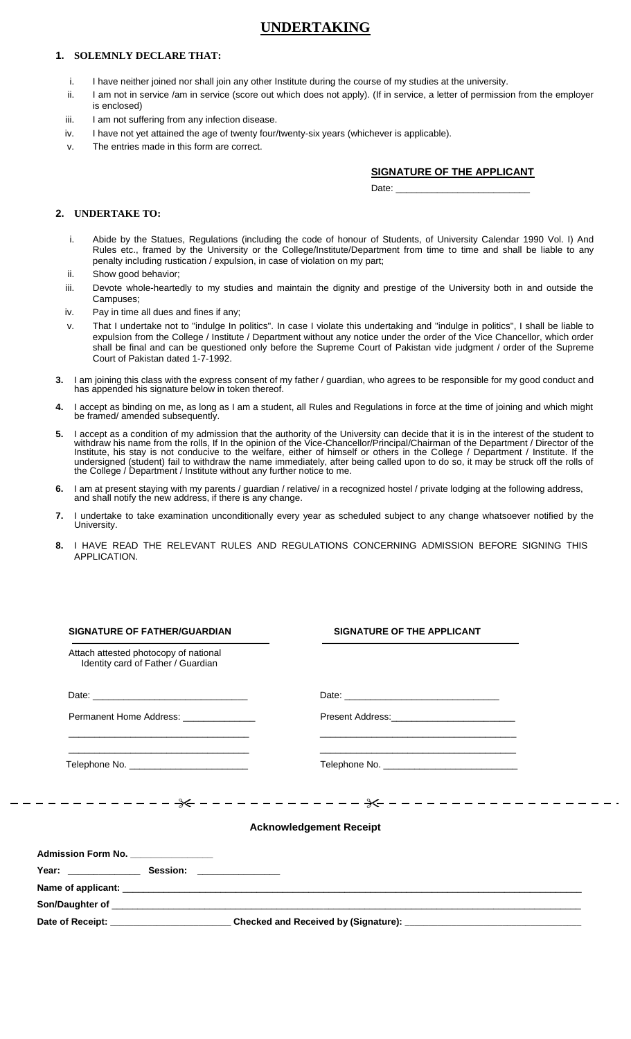# UNDERTAKING

**1. SOLEMNLY DECLARE THAT:**

i. I have neither joined nor shall join any other Institute during the course of my studies at the university.

ii. I am not in service /am in service (score out which does not apply). (If in service, a letter of permission from the employer is enclosed)

iii. I am not suffering from any infection disease.

iv. I have not yet attained the age of twenty four/twenty-six years (whichever is applicable).

v. The entries made in this form are correct.

**SIGNATURE OF THE APPLICANT**

Date: ______________________

**2. UNDERTAKE TO:**

i. Abide by the Statues, Regulations (including the code of honour of Students, of University Calendar 1990 Vol. I) And Rules etc., framed by the University or the College/Institute/Department from time to time and shall be liable to any penalty including rustication / expulsion, in case of violation on my part;

ii. Show good behavior;

iii. Devote whole-heartedly to my studies and maintain the dignity and prestige of the University both in and outside the Campuses;

iv. Pay in time all dues and fines if any;

v. That I undertake not to "indulge In politics". In case I violate this undertaking and "indulge in politics", I shall be liable to expulsion from the College / Institute / Department without any notice under the order of the Vice Chancellor, which order shall be final and can be questioned only before the Supreme Court of Pakistan vide judgment / order of the Supreme Court of Pakistan dated 1-7-1992.

**3.** I am joining this class with the express consent of my father / guardian, who agrees to be responsible for my good conduct and has appended his signature below in token thereof.

**4.** I accept as binding on me, as long as I am a student, all Rules and Regulations in force at the time of joining and which might be framed/ amended subsequently.

**5.** I accept as a condition of my admission that the authority of the University can decide that it is in the interest of the student to withdraw his name from the rolls, If In the opinion of the Vice-Chancellor/Principal/Chairman of the Department / Director of the Institute, his stay is not conducive to the welfare, either of himself or others in the College / Department / Institute. If the undersigned (student) fail to withdraw the name immediately, after being called upon to do so, it may be struck off the rolls of the College / Department / Institute without any further notice to me.

**6.** I am at present staying with my parents / guardian / relative/ in a recognized hostel / private lodging at the following address, and shall notify the new address, if there is any change.

**7.** I undertake to take examination unconditionally every year as scheduled subject to any change whatsoever notified by the University.

**8.** I HAVE READ THE RELEVANT RULES AND REGULATIONS CONCERNING ADMISSION BEFORE SIGNING THIS APPLICATION.

| **SIGNATURE OF FATHER/GUARDIAN** | **SIGNATURE OF THE APPLICANT** |
|---|---|
| Attach attested photocopy of national Identity card of Father / Guardian | |
| Date: ______________________ | Date: ______________________ |
| Permanent Home Address: ____________ | Present Address: ____________________ |
| ______________________ | ______________________ |
| ______________________ | ______________________ |
| Telephone No. ____________________ | Telephone No. ______________________ |

---

**Acknowledgement Receipt**

**Admission Form No.** ____________

**Year:** ____________ **Session:** ____________

**Name of applicant:** ______________________________________________

**Son/Daughter of** ______________________________________________

**Date of Receipt:** ____________________ **Checked and Received by (Signature):** ____________________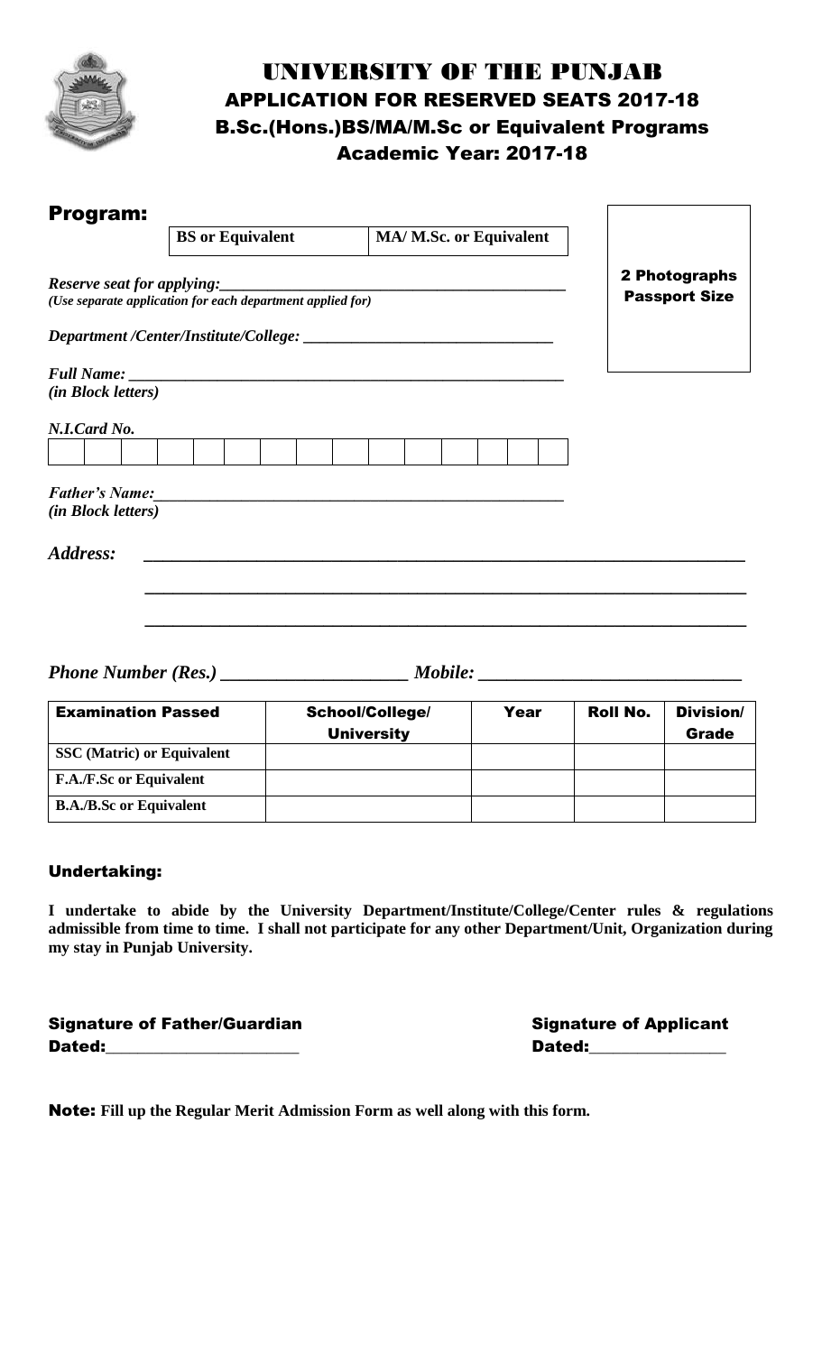# UNIVERSITY OF THE PUNJAB

## APPLICATION FOR RESERVED SEATS 2017-18

## B.Sc.(Hons.)BS/MA/M.Sc or Equivalent Programs

## Academic Year: 2017-18

## Program:

| BS or Equivalent | MA/ M.Sc. or Equivalent |
|---|---|

**2 Photographs Passport Size**

***Reserve seat for applying:***______________________________________________
***(Use separate application for each department applied for)***

***Department /Center/Institute/College:*** _______________________________

***Full Name:*** _______________________________________________________
***(in Block letters)***

***N.I.Card No.***

| | | | | | | | | | | | | | | | | | | | | | | | | | | | | | |
|---|---|---|---|---|---|---|---|---|---|---|---|---|---|---|---|---|---|---|---|---|---|---|---|---|---|---|---|---|---|
| | | | | | | | | | | | | | | | | | | | | | | | | | | | | | |

***Father's Name:***_____________________________________________________
***(in Block letters)***

***Address:*** _______________________________________________________________

_______________________________________________________________

_______________________________________________________________

***Phone Number (Res.)*** ____________________ ***Mobile:*** ____________________________

| Examination Passed | School/College/ University | Year | Roll No. | Division/ Grade |
|---|---|---|---|---|
| **SSC (Matric) or Equivalent** | | | | |
| **F.A./F.Sc or Equivalent** | | | | |
| **B.A./B.Sc or Equivalent** | | | | |

### Undertaking:

**I undertake to abide by the University Department/Institute/College/Center rules & regulations admissible from time to time. I shall not participate for any other Department/Unit, Organization during my stay in Punjab University.**

**Signature of Father/Guardian**
**Dated:**______________________

**Signature of Applicant**
**Dated:**________________

**Note:** **Fill up the Regular Merit Admission Form as well along with this form.**